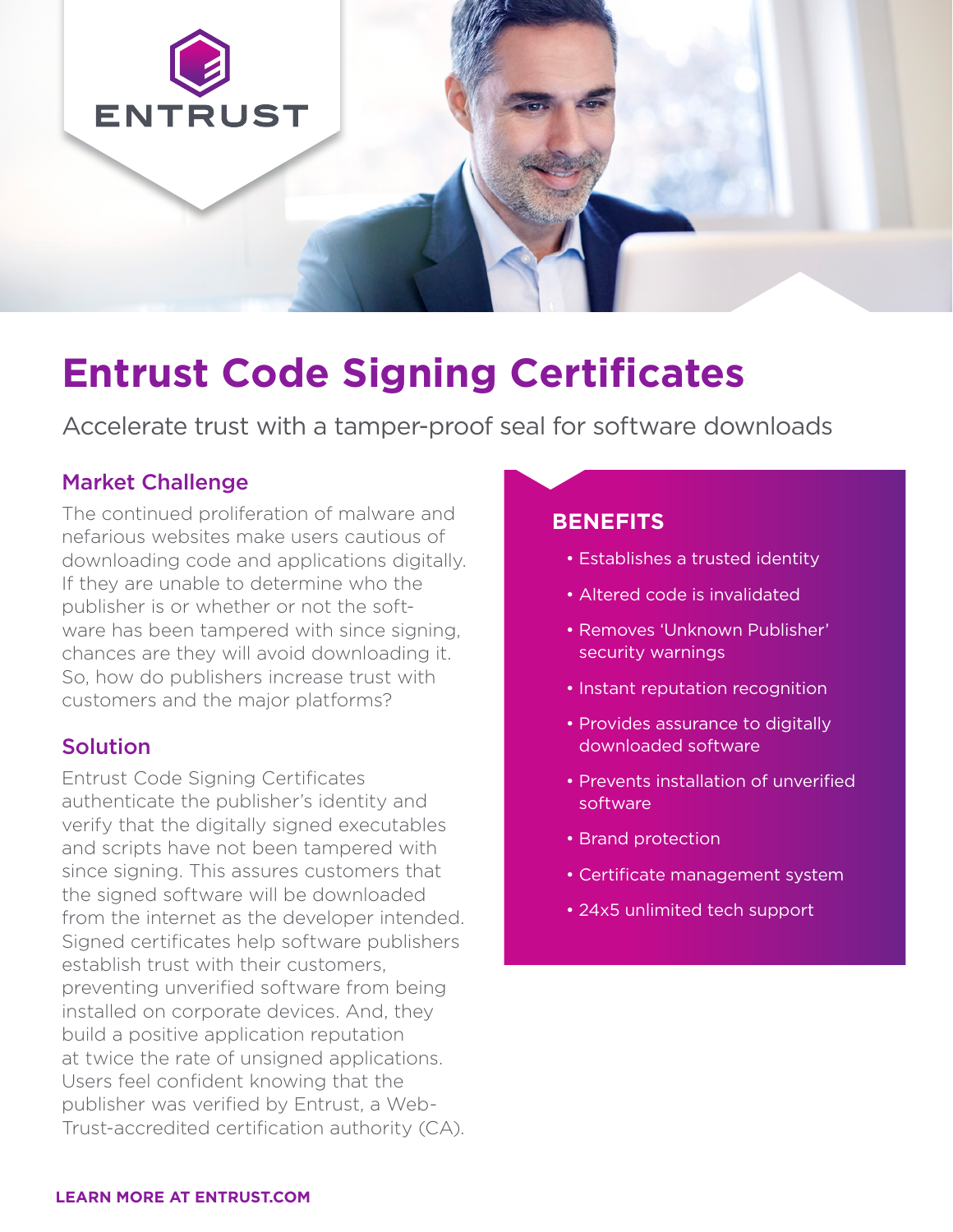# Entrust Code Signing Certificates

Accelerate trust with a tamper-proof seal for software downloads

## Market Challenge

The continued proliferation of malware and nefarious websites make users cautious of downloading code and applications digitally. If they are unable to determine who the publisher is or whether or not the software has been tampered with since signing, chances are they will avoid downloading it. So, how do publishers increase trust with customers and the major platforms?

## Solution

Entrust Code Signing Certificates authenticate the publisher's identity and verify that the digitally signed executables and scripts have not been tampered with since signing. This assures customers that the signed software will be downloaded from the internet as the developer intended. Signed certificates help software publishers establish trust with their customers, preventing unverified software from being installed on corporate devices. And, they build a positive application reputation at twice the rate of unsigned applications. Users feel confident knowing that the publisher was verified by Entrust, a WebTrust-accredited certification authority (CA).

## BENEFITS

- Establishes a trusted identity
- Altered code is invalidated
- Removes 'Unknown Publisher' security warnings
- Instant reputation recognition
- Provides assurance to digitally downloaded software
- Prevents installation of unverified software
- Brand protection
- Certificate management system
- 24x5 unlimited tech support

**LEARN MORE AT ENTRUST.COM**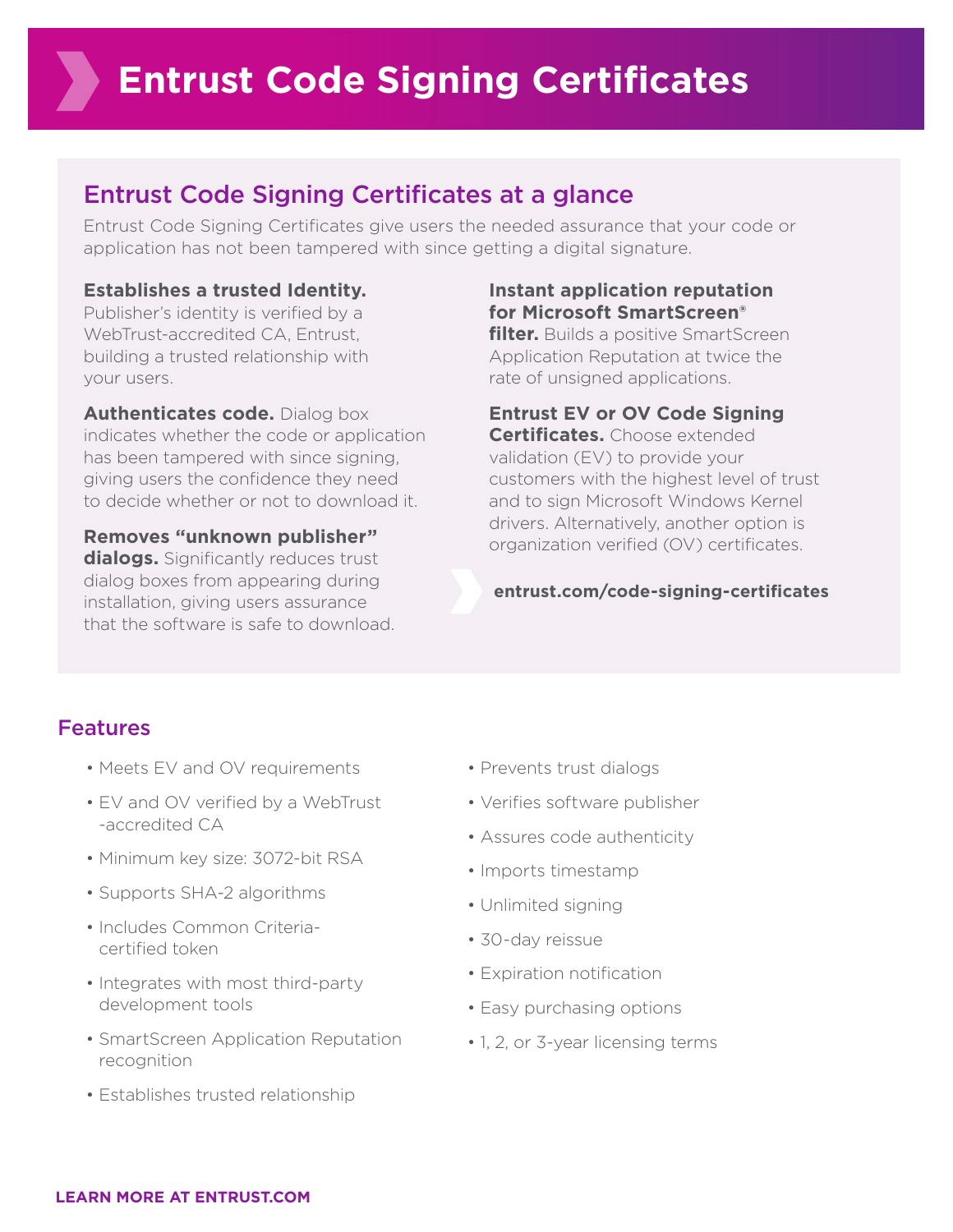# Entrust Code Signing Certificates

## Entrust Code Signing Certificates at a glance

Entrust Code Signing Certificates give users the needed assurance that your code or application has not been tampered with since getting a digital signature.

**Establishes a trusted Identity.** Publisher's identity is verified by a WebTrust-accredited CA, Entrust, building a trusted relationship with your users.

**Authenticates code.** Dialog box indicates whether the code or application has been tampered with since signing, giving users the confidence they need to decide whether or not to download it.

**Removes "unknown publisher" dialogs.** Significantly reduces trust dialog boxes from appearing during installation, giving users assurance that the software is safe to download.

**Instant application reputation for Microsoft SmartScreen® filter.** Builds a positive SmartScreen Application Reputation at twice the rate of unsigned applications.

**Entrust EV or OV Code Signing Certificates.** Choose extended validation (EV) to provide your customers with the highest level of trust and to sign Microsoft Windows Kernel drivers. Alternatively, another option is organization verified (OV) certificates.

**entrust.com/code-signing-certificates**

## Features

- Meets EV and OV requirements
- EV and OV verified by a WebTrust -accredited CA
- Minimum key size: 3072-bit RSA
- Supports SHA-2 algorithms
- Includes Common Criteria-certified token
- Integrates with most third-party development tools
- SmartScreen Application Reputation recognition
- Establishes trusted relationship
- Prevents trust dialogs
- Verifies software publisher
- Assures code authenticity
- Imports timestamp
- Unlimited signing
- 30-day reissue
- Expiration notification
- Easy purchasing options
- 1, 2, or 3-year licensing terms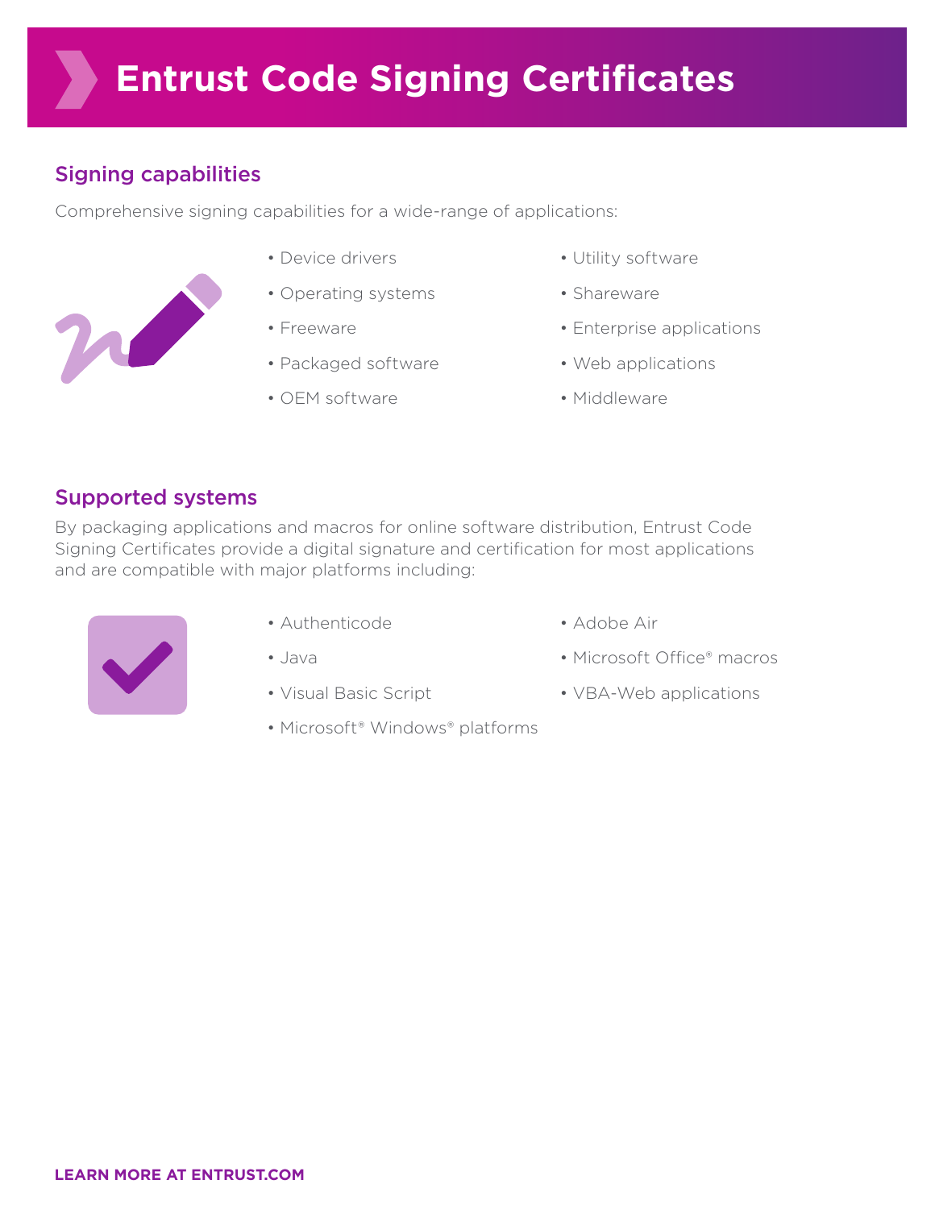# Entrust Code Signing Certificates

## Signing capabilities

Comprehensive signing capabilities for a wide-range of applications:

- Device drivers
- Operating systems
- Freeware
- Packaged software
- OEM software
- Utility software
- Shareware
- Enterprise applications
- Web applications
- Middleware

## Supported systems

By packaging applications and macros for online software distribution, Entrust Code Signing Certificates provide a digital signature and certification for most applications and are compatible with major platforms including:

- Authenticode
- Java
- Visual Basic Script
- Microsoft® Windows® platforms
- Adobe Air
- Microsoft Office® macros
- VBA-Web applications

**LEARN MORE AT ENTRUST.COM**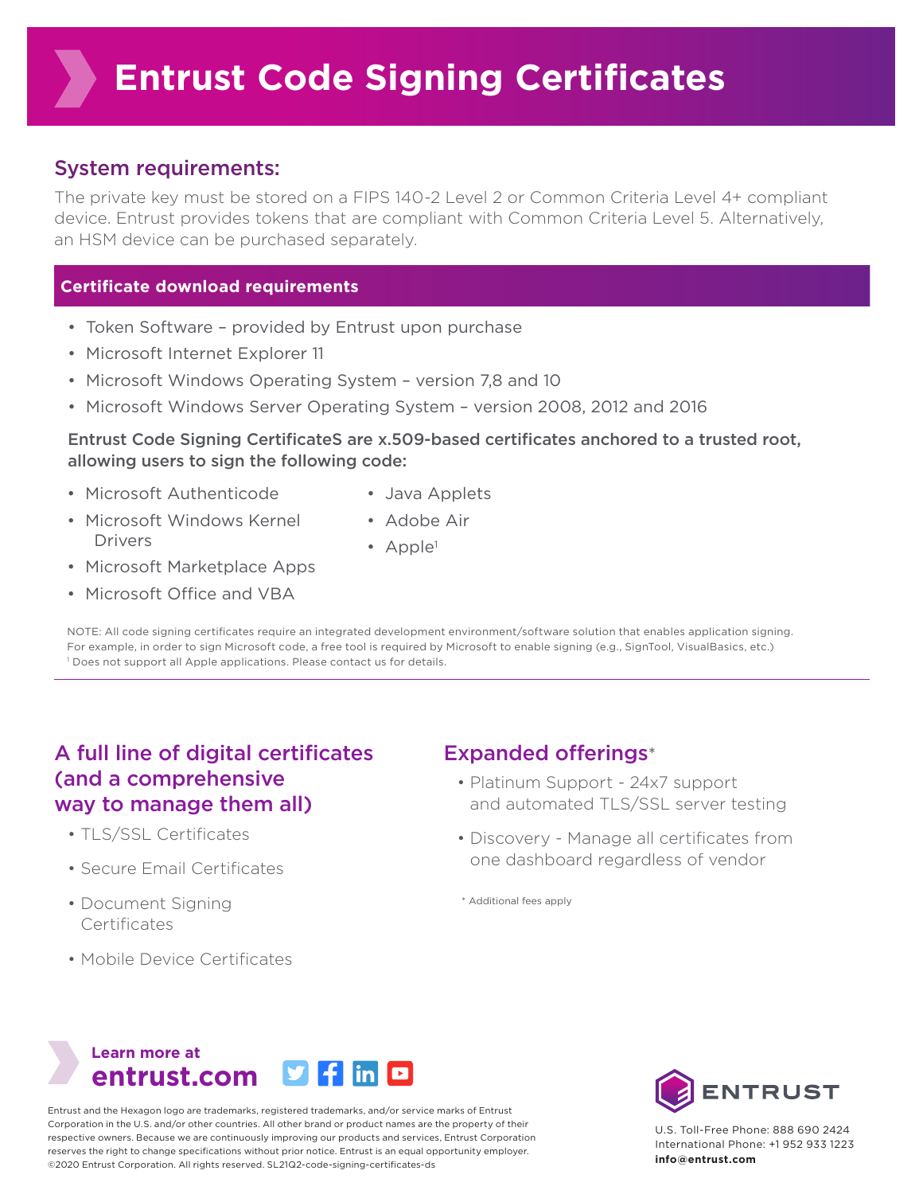# Entrust Code Signing Certificates

## System requirements:

The private key must be stored on a FIPS 140-2 Level 2 or Common Criteria Level 4+ compliant device. Entrust provides tokens that are compliant with Common Criteria Level 5. Alternatively, an HSM device can be purchased separately.

### Certificate download requirements

- Token Software – provided by Entrust upon purchase
- Microsoft Internet Explorer 11
- Microsoft Windows Operating System – version 7,8 and 10
- Microsoft Windows Server Operating System – version 2008, 2012 and 2016

**Entrust Code Signing CertificateS are x.509-based certificates anchored to a trusted root, allowing users to sign the following code:**

- Microsoft Authenticode
- Microsoft Windows Kernel Drivers
- Microsoft Marketplace Apps
- Microsoft Office and VBA
- Java Applets
- Adobe Air
- Apple[1]

NOTE: All code signing certificates require an integrated development environment/software solution that enables application signing. For example, in order to sign Microsoft code, a free tool is required by Microsoft to enable signing (e.g., SignTool, VisualBasics, etc.)
[1] Does not support all Apple applications. Please contact us for details.

---

## A full line of digital certificates (and a comprehensive way to manage them all)

- TLS/SSL Certificates
- Secure Email Certificates
- Document Signing Certificates
- Mobile Device Certificates

## Expanded offerings*

- Platinum Support - 24x7 support and automated TLS/SSL server testing
- Discovery - Manage all certificates from one dashboard regardless of vendor

* Additional fees apply

**Learn more at**
**entrust.com**

Entrust and the Hexagon logo are trademarks, registered trademarks, and/or service marks of Entrust Corporation in the U.S. and/or other countries. All other brand or product names are the property of their respective owners. Because we are continuously improving our products and services, Entrust Corporation reserves the right to change specifications without prior notice. Entrust is an equal opportunity employer. ©2020 Entrust Corporation. All rights reserved. SL21Q2-code-signing-certificates-ds

ENTRUST

U.S. Toll-Free Phone: 888 690 2424
International Phone: +1 952 933 1223
**info@entrust.com**